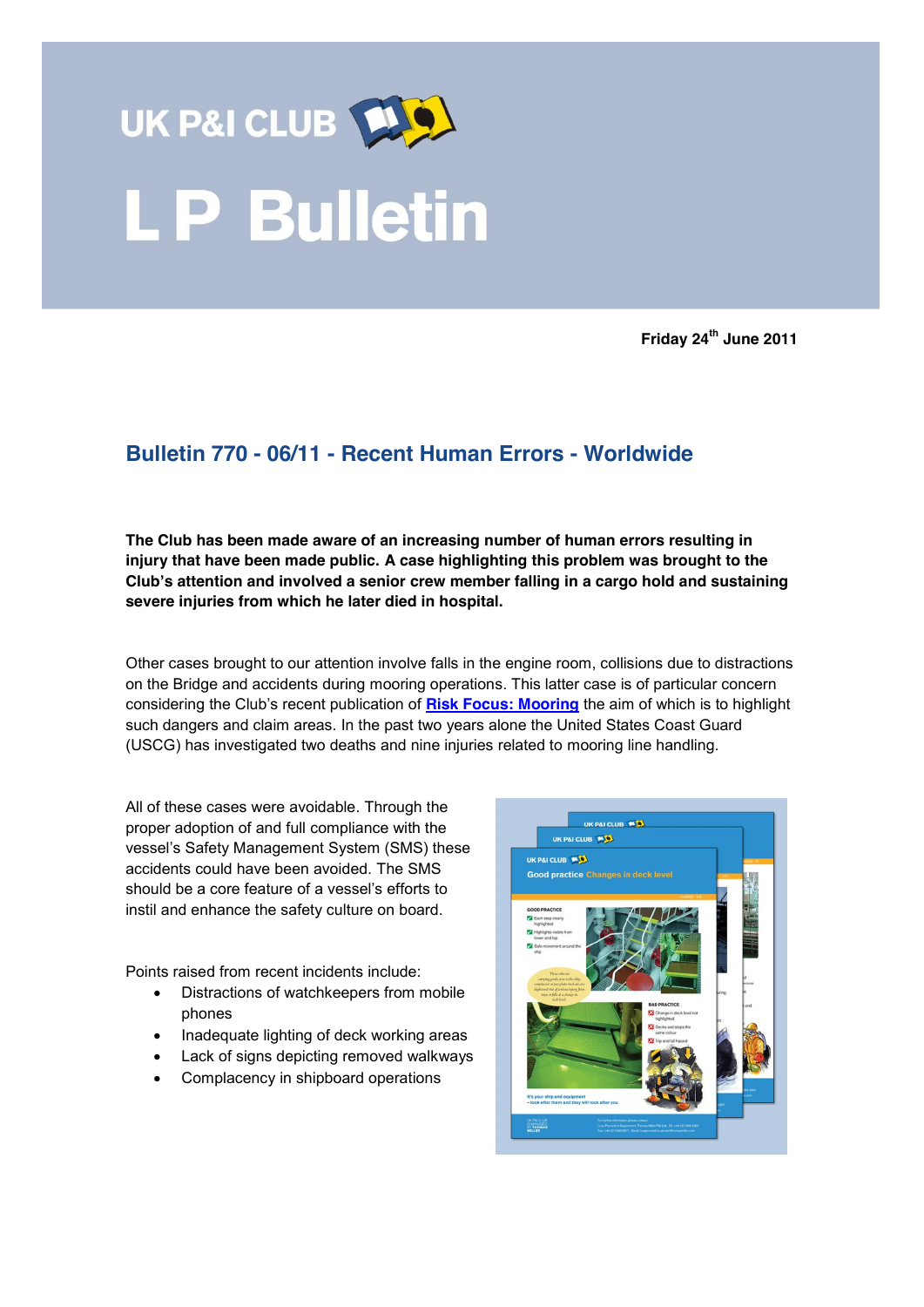UK P&I CLUB

# LP Bulletin

**Friday 24th June 2011**

## Bulletin 770 - 06/11 - Recent Human Errors - Worldwide

**The Club has been made aware of an increasing number of human errors resulting in injury that have been made public. A case highlighting this problem was brought to the Club's attention and involved a senior crew member falling in a cargo hold and sustaining severe injuries from which he later died in hospital.**

Other cases brought to our attention involve falls in the engine room, collisions due to distractions on the Bridge and accidents during mooring operations. This latter case is of particular concern considering the Club's recent publication of **Risk Focus: Mooring** the aim of which is to highlight such dangers and claim areas. In the past two years alone the United States Coast Guard (USCG) has investigated two deaths and nine injuries related to mooring line handling.

All of these cases were avoidable. Through the proper adoption of and full compliance with the vessel's Safety Management System (SMS) these accidents could have been avoided. The SMS should be a core feature of a vessel's efforts to instil and enhance the safety culture on board.

Points raised from recent incidents include:

- Distractions of watchkeepers from mobile phones
- Inadequate lighting of deck working areas
- Lack of signs depicting removed walkways
- Complacency in shipboard operations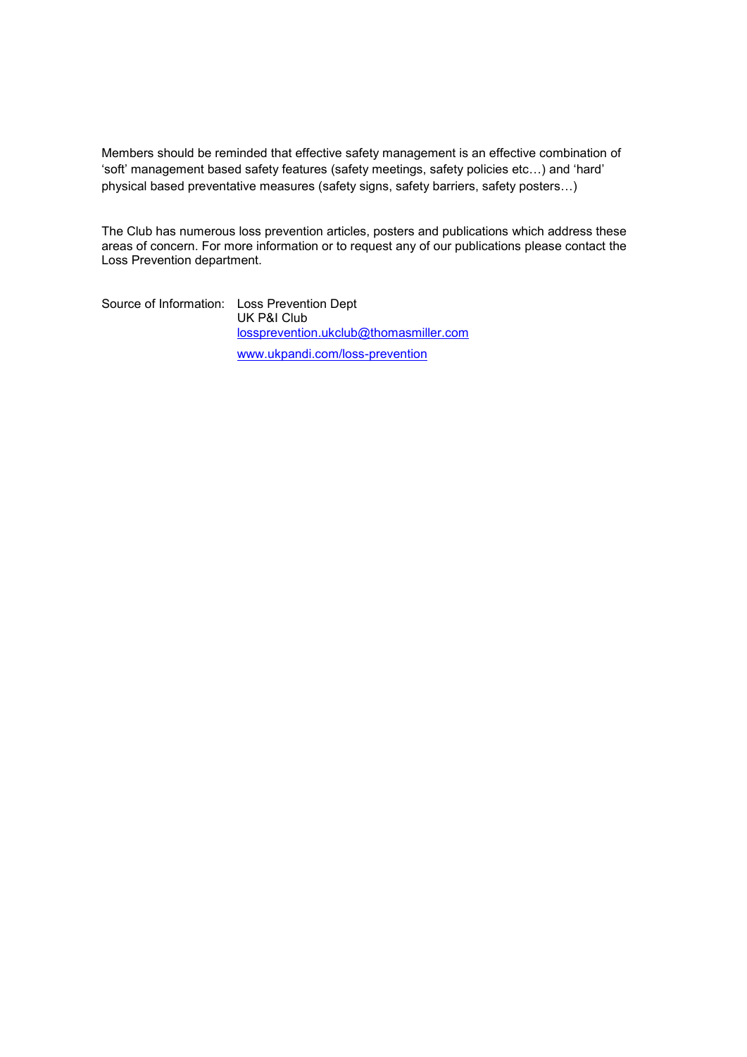Members should be reminded that effective safety management is an effective combination of 'soft' management based safety features (safety meetings, safety policies etc…) and 'hard' physical based preventative measures (safety signs, safety barriers, safety posters…)

The Club has numerous loss prevention articles, posters and publications which address these areas of concern. For more information or to request any of our publications please contact the Loss Prevention department.

Source of Information: Loss Prevention Dept
UK P&I Club
lossprevention.ukclub@thomasmiller.com
www.ukpandi.com/loss-prevention